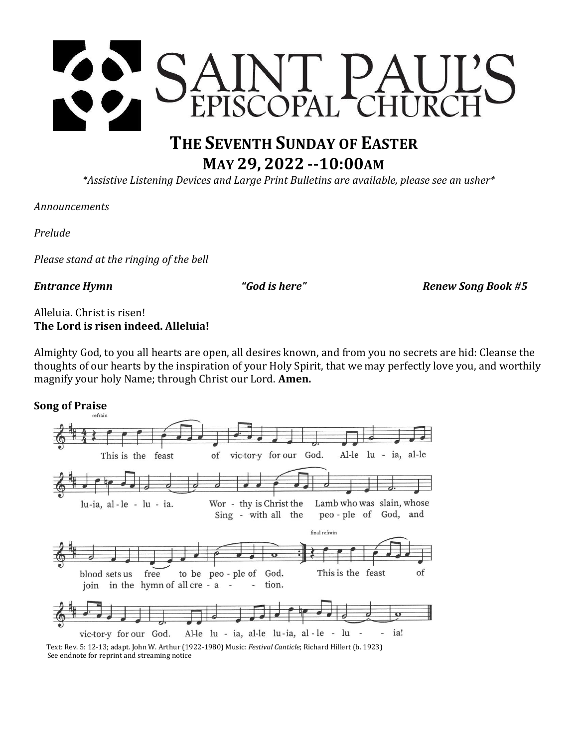# SAINT PAUL'S EPISCOPAL CHURCH

## THE SEVENTH SUNDAY OF EASTER

## MAY 29, 2022 --10:00AM

*\*Assistive Listening Devices and Large Print Bulletins are available, please see an usher\**

*Announcements*

*Prelude*

*Please stand at the ringing of the bell*

***Entrance Hymn*** ***"God is here"*** ***Renew Song Book #5***

Alleluia. Christ is risen!
**The Lord is risen indeed. Alleluia!**

Almighty God, to you all hearts are open, all desires known, and from you no secrets are hid: Cleanse the thoughts of our hearts by the inspiration of your Holy Spirit, that we may perfectly love you, and worthily magnify your holy Name; through Christ our Lord. **Amen.**

**Song of Praise**

refrain

This is the feast of vic-tor-y for our God. Al-le lu - ia, al-le lu-ia, al - le - lu - ia.

Wor - thy is Christ the Lamb who was slain, whose blood sets us free to be peo - ple of God.
Sing - with all the peo - ple of God, and join in the hymn of all cre - a - tion.

final refrain

This is the feast of vic-tor-y for our God. Al-le lu - ia, al-le lu-ia, al - le - lu - ia!

Text: Rev. 5: 12-13; adapt. John W. Arthur (1922-1980) Music: *Festival Canticle*; Richard Hillert (b. 1923)
See endnote for reprint and streaming notice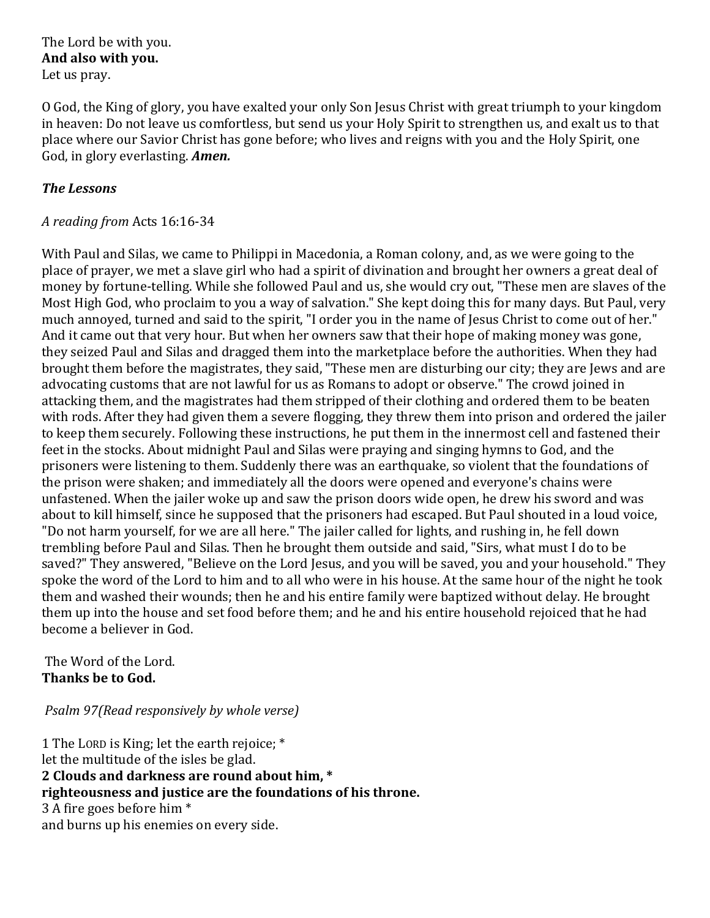The Lord be with you.
**And also with you.**
Let us pray.

O God, the King of glory, you have exalted your only Son Jesus Christ with great triumph to your kingdom in heaven: Do not leave us comfortless, but send us your Holy Spirit to strengthen us, and exalt us to that place where our Savior Christ has gone before; who lives and reigns with you and the Holy Spirit, one God, in glory everlasting. ***Amen.***

***The Lessons***

*A reading from* Acts 16:16-34

With Paul and Silas, we came to Philippi in Macedonia, a Roman colony, and, as we were going to the place of prayer, we met a slave girl who had a spirit of divination and brought her owners a great deal of money by fortune-telling. While she followed Paul and us, she would cry out, "These men are slaves of the Most High God, who proclaim to you a way of salvation." She kept doing this for many days. But Paul, very much annoyed, turned and said to the spirit, "I order you in the name of Jesus Christ to come out of her." And it came out that very hour. But when her owners saw that their hope of making money was gone, they seized Paul and Silas and dragged them into the marketplace before the authorities. When they had brought them before the magistrates, they said, "These men are disturbing our city; they are Jews and are advocating customs that are not lawful for us as Romans to adopt or observe." The crowd joined in attacking them, and the magistrates had them stripped of their clothing and ordered them to be beaten with rods. After they had given them a severe flogging, they threw them into prison and ordered the jailer to keep them securely. Following these instructions, he put them in the innermost cell and fastened their feet in the stocks. About midnight Paul and Silas were praying and singing hymns to God, and the prisoners were listening to them. Suddenly there was an earthquake, so violent that the foundations of the prison were shaken; and immediately all the doors were opened and everyone's chains were unfastened. When the jailer woke up and saw the prison doors wide open, he drew his sword and was about to kill himself, since he supposed that the prisoners had escaped. But Paul shouted in a loud voice, "Do not harm yourself, for we are all here." The jailer called for lights, and rushing in, he fell down trembling before Paul and Silas. Then he brought them outside and said, "Sirs, what must I do to be saved?" They answered, "Believe on the Lord Jesus, and you will be saved, you and your household." They spoke the word of the Lord to him and to all who were in his house. At the same hour of the night he took them and washed their wounds; then he and his entire family were baptized without delay. He brought them up into the house and set food before them; and he and his entire household rejoiced that he had become a believer in God.

The Word of the Lord.
**Thanks be to God.**

*Psalm 97(Read responsively by whole verse)*

1 The LORD is King; let the earth rejoice; *
let the multitude of the isles be glad.
**2 Clouds and darkness are round about him, ***
**righteousness and justice are the foundations of his throne.**
3 A fire goes before him *
and burns up his enemies on every side.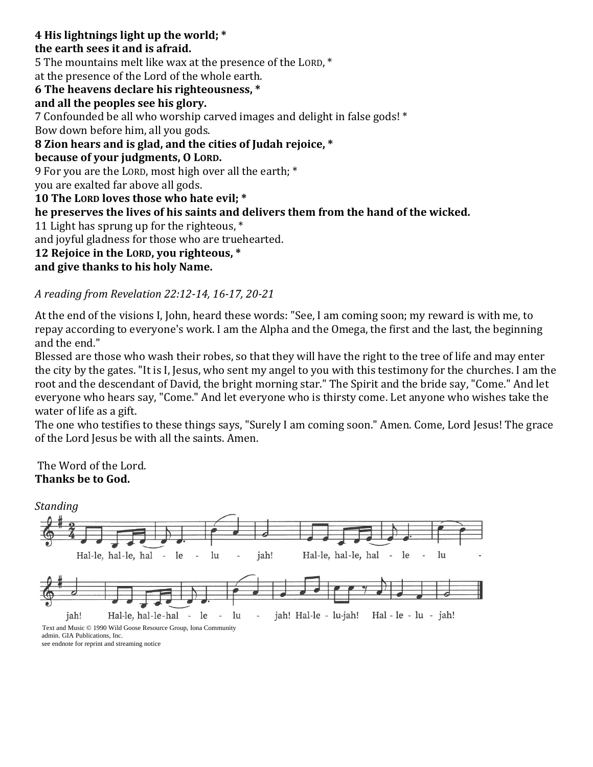**4 His lightnings light up the world; ***
**the earth sees it and is afraid.**
5 The mountains melt like wax at the presence of the LORD, *
at the presence of the Lord of the whole earth.
**6 The heavens declare his righteousness, ***
**and all the peoples see his glory.**
7 Confounded be all who worship carved images and delight in false gods! *
Bow down before him, all you gods.
**8 Zion hears and is glad, and the cities of Judah rejoice, ***
**because of your judgments, O LORD.**
9 For you are the LORD, most high over all the earth; *
you are exalted far above all gods.
**10 The LORD loves those who hate evil; ***
**he preserves the lives of his saints and delivers them from the hand of the wicked.**
11 Light has sprung up for the righteous, *
and joyful gladness for those who are truehearted.
**12 Rejoice in the LORD, you righteous, ***
**and give thanks to his holy Name.**

*A reading from Revelation 22:12-14, 16-17, 20-21*

At the end of the visions I, John, heard these words: "See, I am coming soon; my reward is with me, to repay according to everyone's work. I am the Alpha and the Omega, the first and the last, the beginning and the end."
Blessed are those who wash their robes, so that they will have the right to the tree of life and may enter the city by the gates. "It is I, Jesus, who sent my angel to you with this testimony for the churches. I am the root and the descendant of David, the bright morning star." The Spirit and the bride say, "Come." And let everyone who hears say, "Come." And let everyone who is thirsty come. Let anyone who wishes take the water of life as a gift.
The one who testifies to these things says, "Surely I am coming soon." Amen. Come, Lord Jesus! The grace of the Lord Jesus be with all the saints. Amen.

The Word of the Lord.
**Thanks be to God.**

*Standing*

Hal-le, hal-le, hal - le - lu - jah! Hal-le, hal-le, hal - le - lu - jah! Hal-le, hal-le-hal - le - lu - jah! Hal-le - lu-jah! Hal - le - lu - jah!

Text and Music © 1990 Wild Goose Resource Group, Iona Community
admin. GIA Publications, Inc.
see endnote for reprint and streaming notice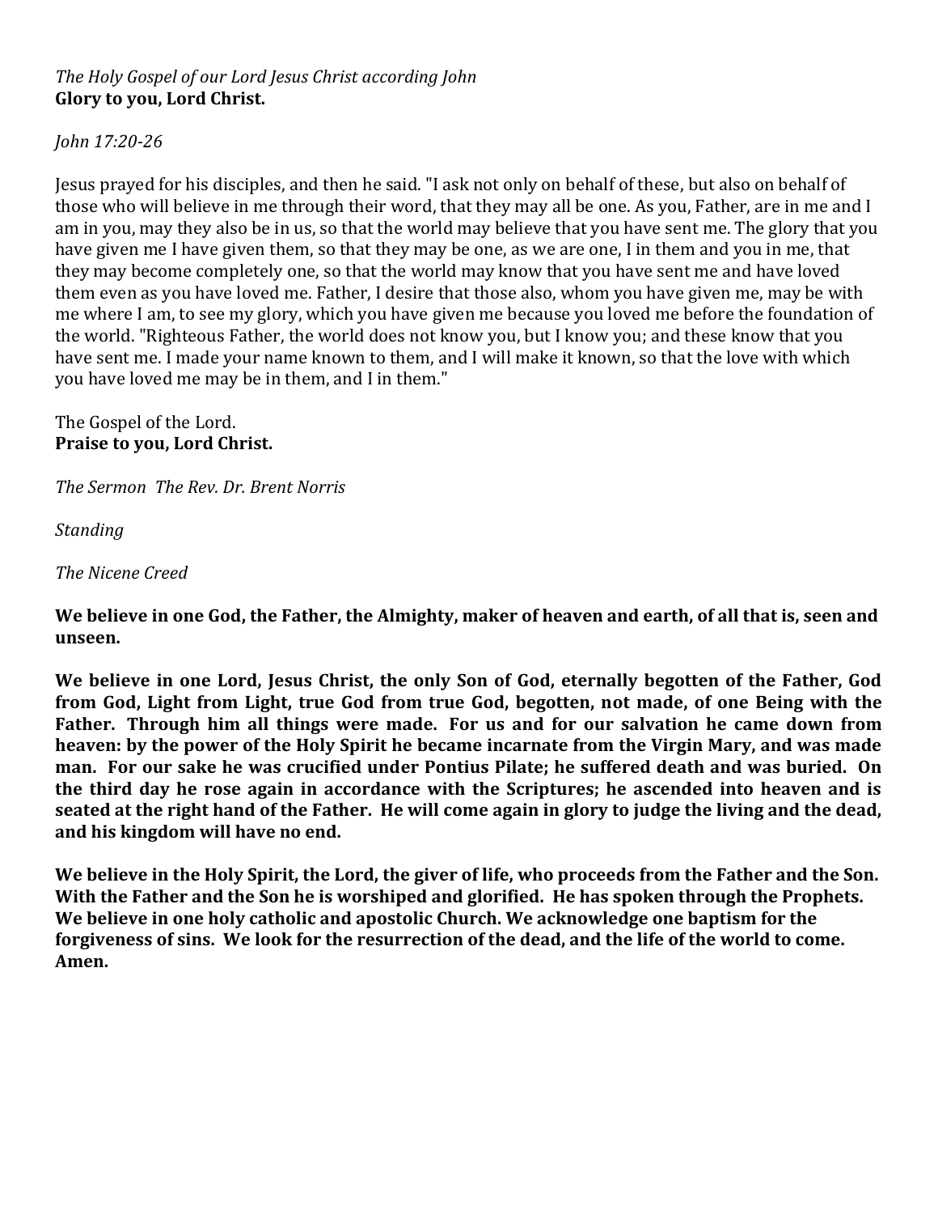*The Holy Gospel of our Lord Jesus Christ according John*
**Glory to you, Lord Christ.**

*John 17:20-26*

Jesus prayed for his disciples, and then he said. "I ask not only on behalf of these, but also on behalf of those who will believe in me through their word, that they may all be one. As you, Father, are in me and I am in you, may they also be in us, so that the world may believe that you have sent me. The glory that you have given me I have given them, so that they may be one, as we are one, I in them and you in me, that they may become completely one, so that the world may know that you have sent me and have loved them even as you have loved me. Father, I desire that those also, whom you have given me, may be with me where I am, to see my glory, which you have given me because you loved me before the foundation of the world. "Righteous Father, the world does not know you, but I know you; and these know that you have sent me. I made your name known to them, and I will make it known, so that the love with which you have loved me may be in them, and I in them."

The Gospel of the Lord.
**Praise to you, Lord Christ.**

*The Sermon The Rev. Dr. Brent Norris*

*Standing*

*The Nicene Creed*

**We believe in one God, the Father, the Almighty, maker of heaven and earth, of all that is, seen and unseen.**

**We believe in one Lord, Jesus Christ, the only Son of God, eternally begotten of the Father, God from God, Light from Light, true God from true God, begotten, not made, of one Being with the Father. Through him all things were made. For us and for our salvation he came down from heaven: by the power of the Holy Spirit he became incarnate from the Virgin Mary, and was made man. For our sake he was crucified under Pontius Pilate; he suffered death and was buried. On the third day he rose again in accordance with the Scriptures; he ascended into heaven and is seated at the right hand of the Father. He will come again in glory to judge the living and the dead, and his kingdom will have no end.**

**We believe in the Holy Spirit, the Lord, the giver of life, who proceeds from the Father and the Son. With the Father and the Son he is worshiped and glorified. He has spoken through the Prophets. We believe in one holy catholic and apostolic Church. We acknowledge one baptism for the forgiveness of sins. We look for the resurrection of the dead, and the life of the world to come. Amen.**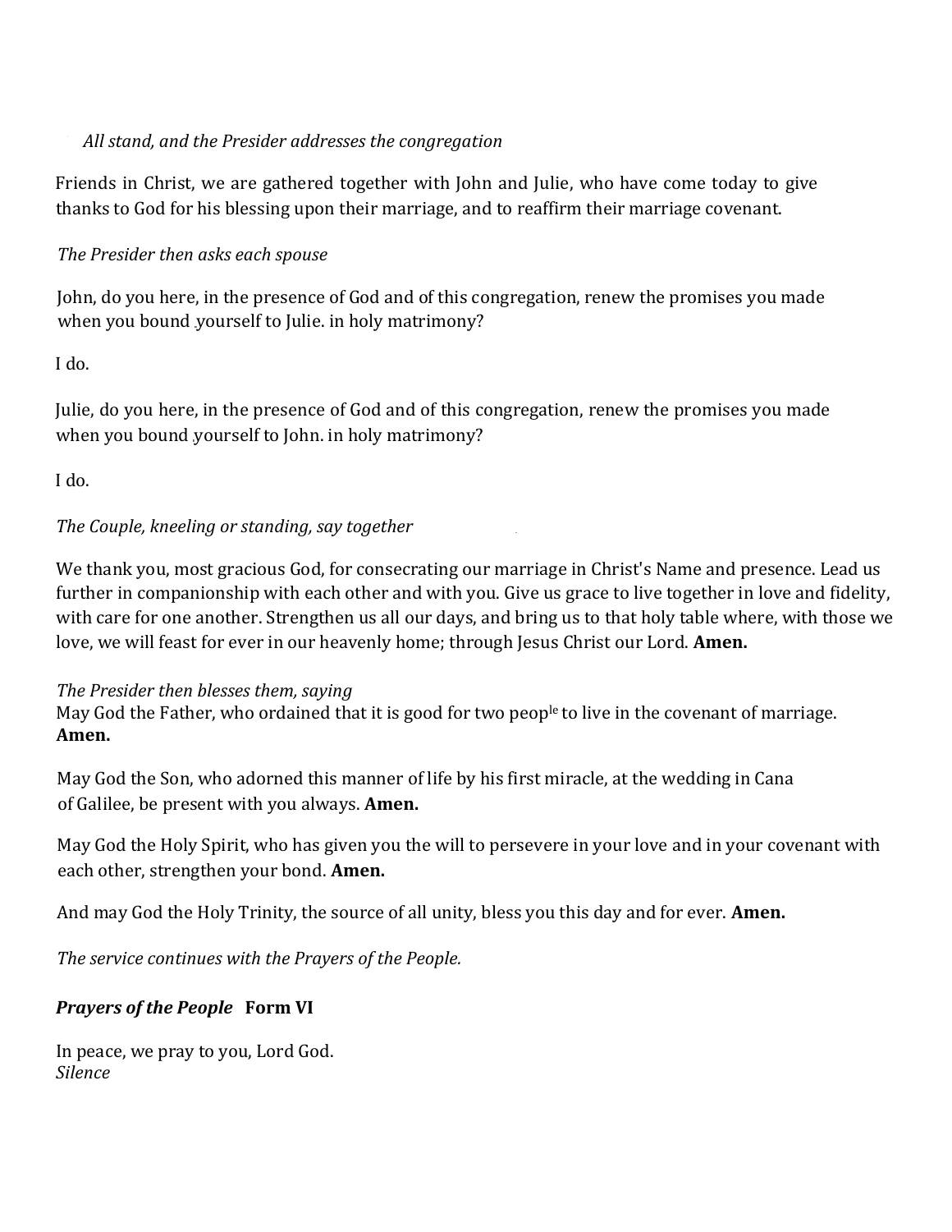*All stand, and the Presider addresses the congregation*

Friends in Christ, we are gathered together with John and Julie, who have come today to give thanks to God for his blessing upon their marriage, and to reaffirm their marriage covenant.

*The Presider then asks each spouse*

John, do you here, in the presence of God and of this congregation, renew the promises you made when you bound yourself to Julie. in holy matrimony?

I do.

Julie, do you here, in the presence of God and of this congregation, renew the promises you made when you bound yourself to John. in holy matrimony?

I do.

*The Couple, kneeling or standing, say together*

We thank you, most gracious God, for consecrating our marriage in Christ's Name and presence. Lead us further in companionship with each other and with you. Give us grace to live together in love and fidelity, with care for one another. Strengthen us all our days, and bring us to that holy table where, with those we love, we will feast for ever in our heavenly home; through Jesus Christ our Lord. **Amen.**

*The Presider then blesses them, saying*
May God the Father, who ordained that it is good for two people to live in the covenant of marriage. **Amen.**

May God the Son, who adorned this manner of life by his first miracle, at the wedding in Cana of Galilee, be present with you always. **Amen.**

May God the Holy Spirit, who has given you the will to persevere in your love and in your covenant with each other, strengthen your bond. **Amen.**

And may God the Holy Trinity, the source of all unity, bless you this day and for ever. **Amen.**

*The service continues with the Prayers of the People.*

***Prayers of the People* Form VI**

In peace, we pray to you, Lord God.
*Silence*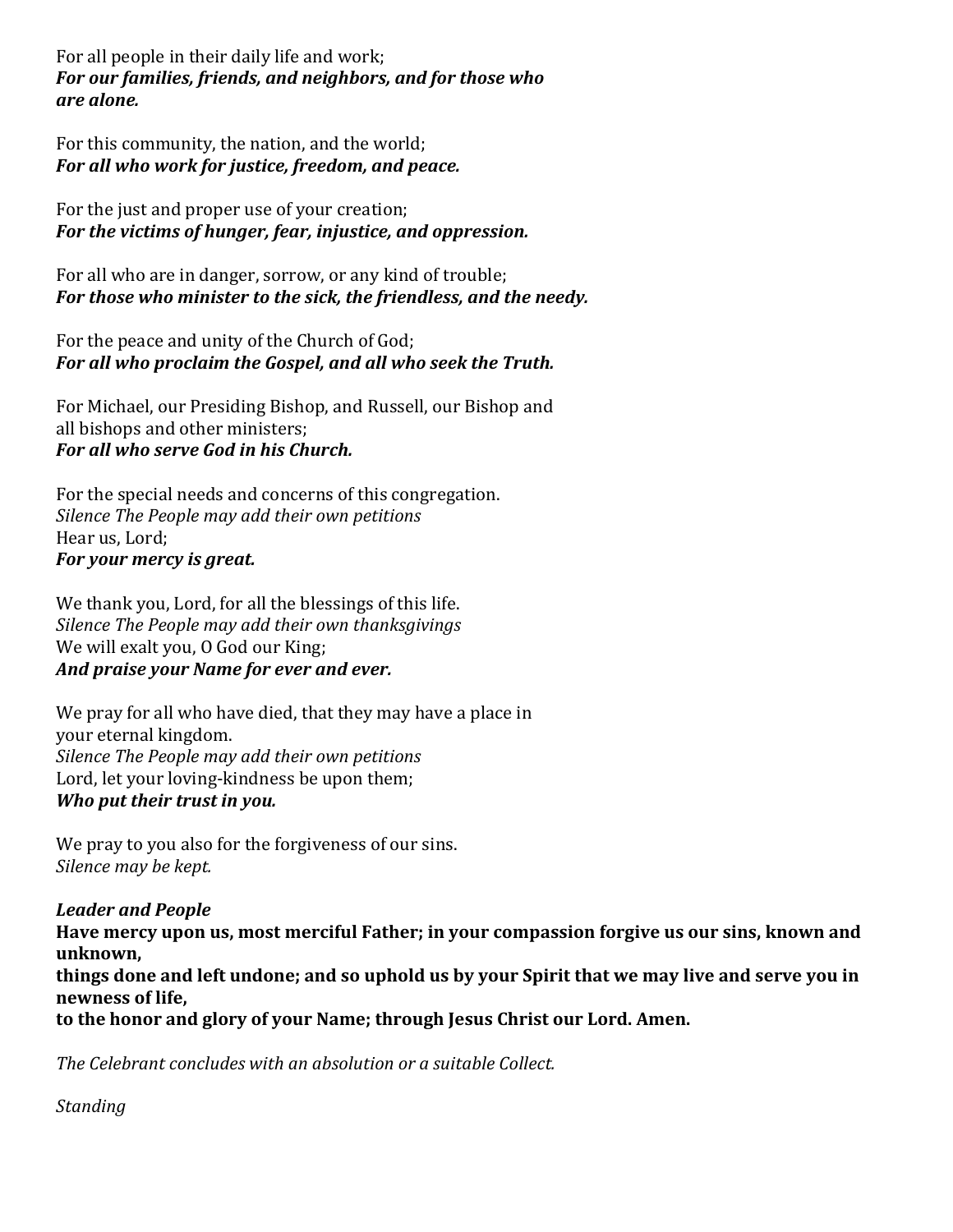For all people in their daily life and work;
***For our families, friends, and neighbors, and for those who are alone.***

For this community, the nation, and the world;
***For all who work for justice, freedom, and peace.***

For the just and proper use of your creation;
***For the victims of hunger, fear, injustice, and oppression.***

For all who are in danger, sorrow, or any kind of trouble;
***For those who minister to the sick, the friendless, and the needy.***

For the peace and unity of the Church of God;
***For all who proclaim the Gospel, and all who seek the Truth.***

For Michael, our Presiding Bishop, and Russell, our Bishop and all bishops and other ministers;
***For all who serve God in his Church.***

For the special needs and concerns of this congregation.
*Silence The People may add their own petitions*
Hear us, Lord;
***For your mercy is great.***

We thank you, Lord, for all the blessings of this life.
*Silence The People may add their own thanksgivings*
We will exalt you, O God our King;
***And praise your Name for ever and ever.***

We pray for all who have died, that they may have a place in your eternal kingdom.
*Silence The People may add their own petitions*
Lord, let your loving-kindness be upon them;
***Who put their trust in you.***

We pray to you also for the forgiveness of our sins.
*Silence may be kept.*

***Leader and People***
**Have mercy upon us, most merciful Father; in your compassion forgive us our sins, known and unknown,**
**things done and left undone; and so uphold us by your Spirit that we may live and serve you in newness of life,**
**to the honor and glory of your Name; through Jesus Christ our Lord. Amen.**

*The Celebrant concludes with an absolution or a suitable Collect.*

*Standing*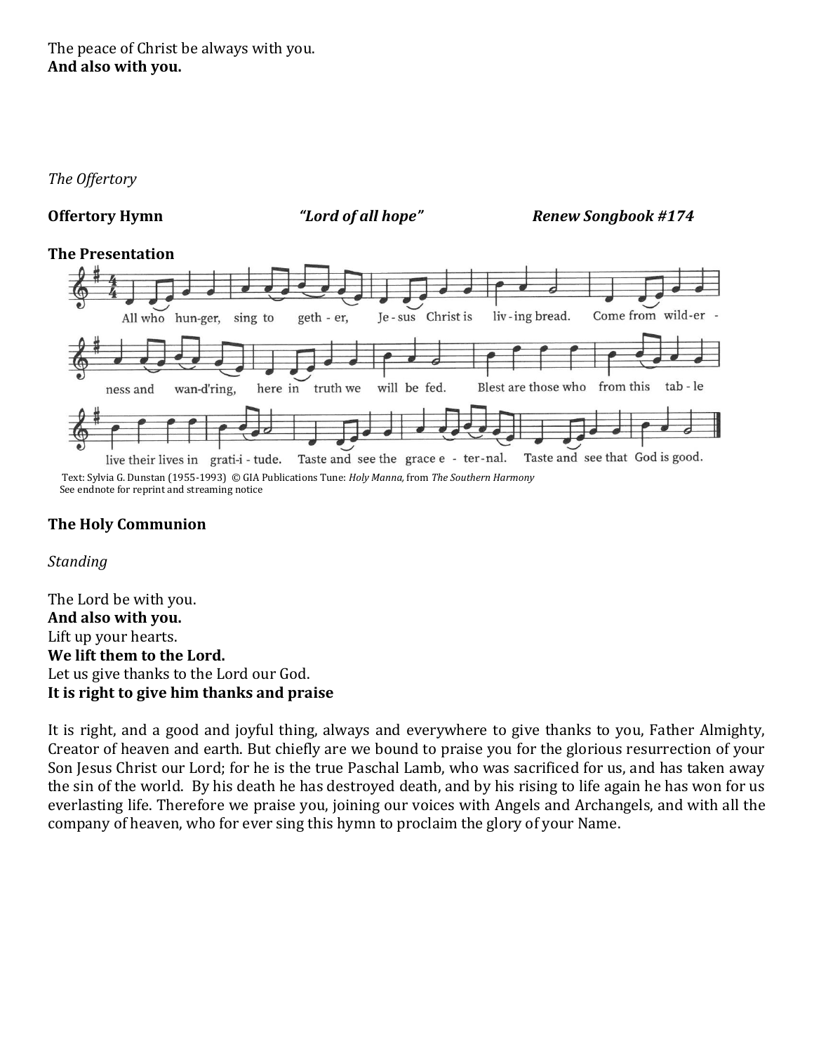The peace of Christ be always with you.
**And also with you.**

*The Offertory*

**Offertory Hymn** *"Lord of all hope"* ***Renew Songbook #174***

**The Presentation**

All who hunger, sing together, Jesus Christ is living bread. Come from wilderness and wand'ring, here in truth we will be fed. Blest are those who from this table live their lives in grati-i-tude. Taste and see the grace eternal. Taste and see that God is good.

Text: Sylvia G. Dunstan (1955-1993) © GIA Publications Tune: *Holy Manna*, from *The Southern Harmony*
See endnote for reprint and streaming notice

**The Holy Communion**

*Standing*

The Lord be with you.
**And also with you.**
Lift up your hearts.
**We lift them to the Lord.**
Let us give thanks to the Lord our God.
**It is right to give him thanks and praise**

It is right, and a good and joyful thing, always and everywhere to give thanks to you, Father Almighty, Creator of heaven and earth. But chiefly are we bound to praise you for the glorious resurrection of your Son Jesus Christ our Lord; for he is the true Paschal Lamb, who was sacrificed for us, and has taken away the sin of the world. By his death he has destroyed death, and by his rising to life again he has won for us everlasting life. Therefore we praise you, joining our voices with Angels and Archangels, and with all the company of heaven, who for ever sing this hymn to proclaim the glory of your Name.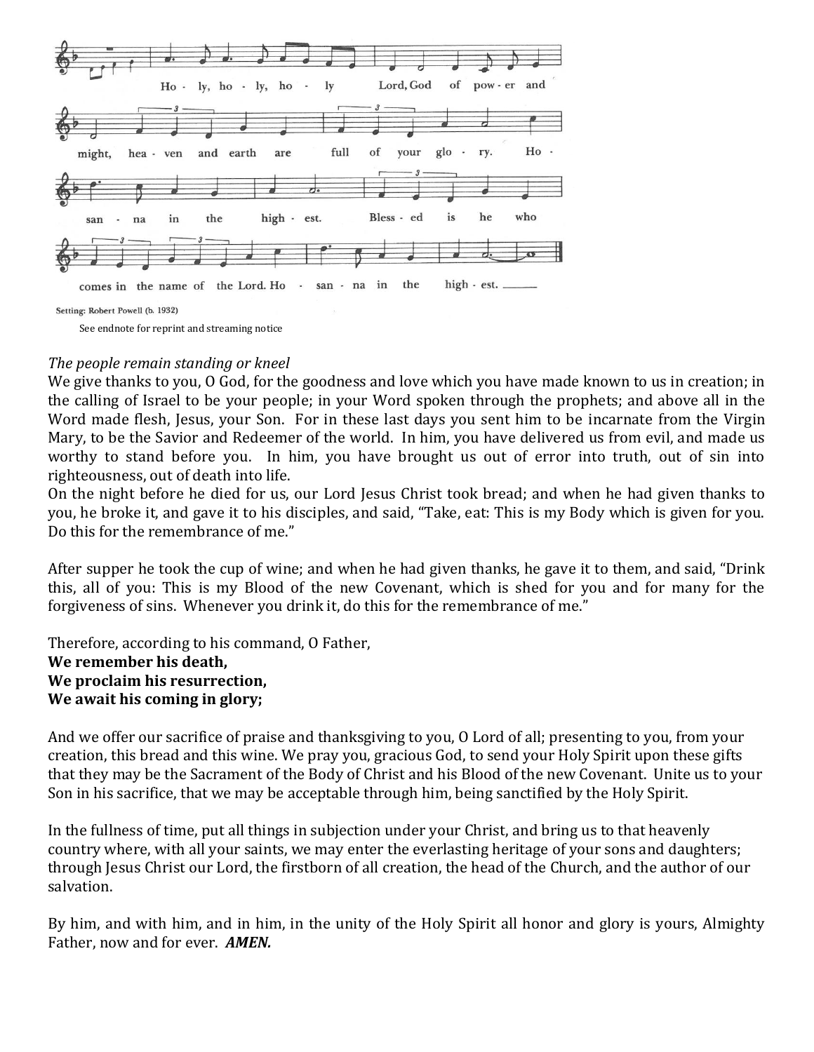Ho - ly, ho - ly, ho - ly Lord, God of pow - er and might, hea - ven and earth are full of your glo - ry. Ho - san - na in the high - est. Bless - ed is he who comes in the name of the Lord. Ho - san - na in the high - est.

Setting: Robert Powell (b. 1932)

See endnote for reprint and streaming notice

*The people remain standing or kneel*

We give thanks to you, O God, for the goodness and love which you have made known to us in creation; in the calling of Israel to be your people; in your Word spoken through the prophets; and above all in the Word made flesh, Jesus, your Son. For in these last days you sent him to be incarnate from the Virgin Mary, to be the Savior and Redeemer of the world. In him, you have delivered us from evil, and made us worthy to stand before you. In him, you have brought us out of error into truth, out of sin into righteousness, out of death into life.

On the night before he died for us, our Lord Jesus Christ took bread; and when he had given thanks to you, he broke it, and gave it to his disciples, and said, "Take, eat: This is my Body which is given for you. Do this for the remembrance of me."

After supper he took the cup of wine; and when he had given thanks, he gave it to them, and said, "Drink this, all of you: This is my Blood of the new Covenant, which is shed for you and for many for the forgiveness of sins. Whenever you drink it, do this for the remembrance of me."

Therefore, according to his command, O Father,
**We remember his death,**
**We proclaim his resurrection,**
**We await his coming in glory;**

And we offer our sacrifice of praise and thanksgiving to you, O Lord of all; presenting to you, from your creation, this bread and this wine. We pray you, gracious God, to send your Holy Spirit upon these gifts that they may be the Sacrament of the Body of Christ and his Blood of the new Covenant. Unite us to your Son in his sacrifice, that we may be acceptable through him, being sanctified by the Holy Spirit.

In the fullness of time, put all things in subjection under your Christ, and bring us to that heavenly country where, with all your saints, we may enter the everlasting heritage of your sons and daughters; through Jesus Christ our Lord, the firstborn of all creation, the head of the Church, and the author of our salvation.

By him, and with him, and in him, in the unity of the Holy Spirit all honor and glory is yours, Almighty Father, now and for ever. ***AMEN.***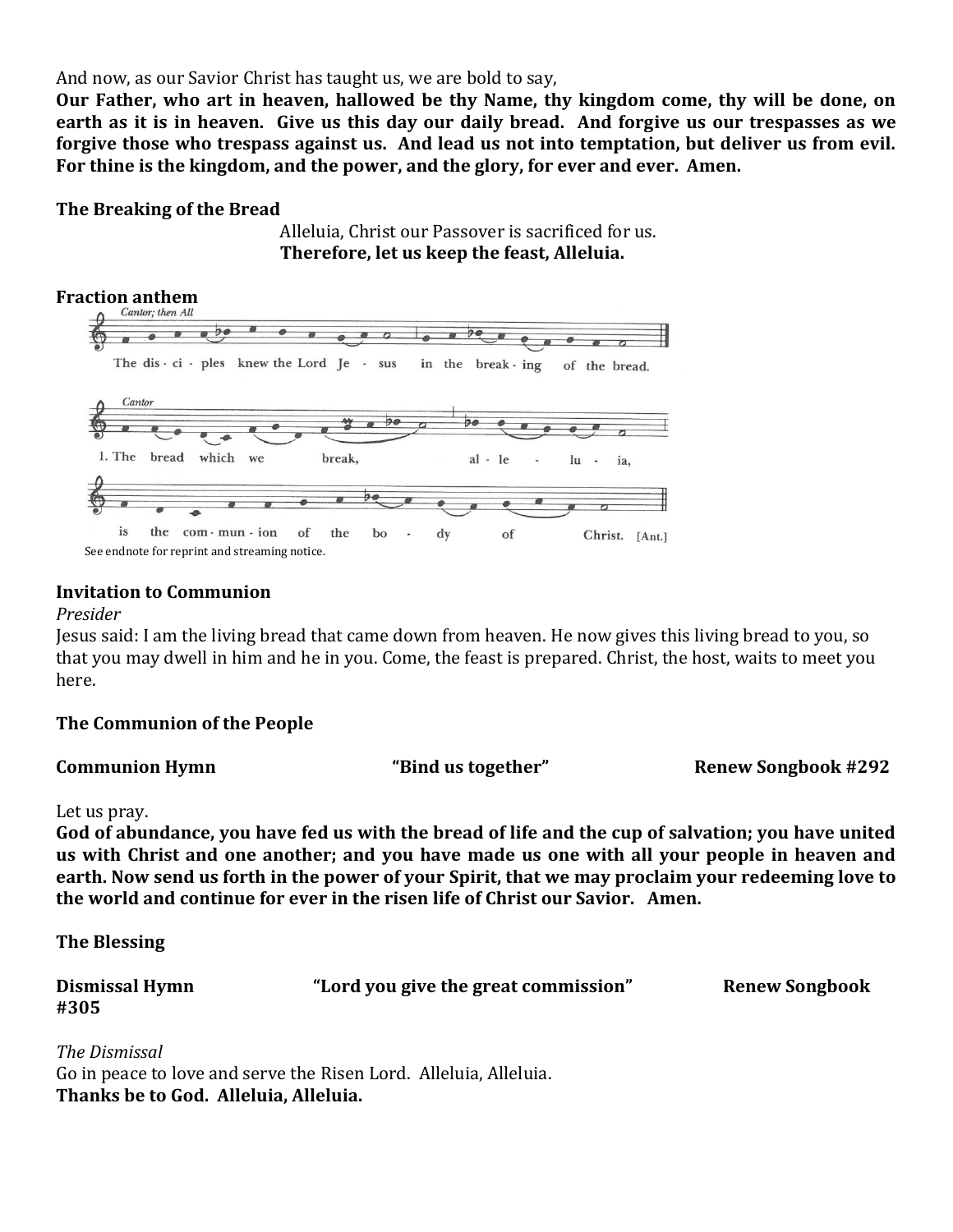And now, as our Savior Christ has taught us, we are bold to say,

**Our Father, who art in heaven, hallowed be thy Name, thy kingdom come, thy will be done, on earth as it is in heaven. Give us this day our daily bread. And forgive us our trespasses as we forgive those who trespass against us. And lead us not into temptation, but deliver us from evil. For thine is the kingdom, and the power, and the glory, for ever and ever. Amen.**

**The Breaking of the Bread**

Alleluia, Christ our Passover is sacrificed for us.
**Therefore, let us keep the feast, Alleluia.**

**Fraction anthem**

*Cantor; then All*

The dis - ci - ples knew the Lord Je - sus in the break - ing of the bread.

*Cantor*

1. The bread which we break, al - le - lu - ia,
is the com - mun - ion of the bo - dy of Christ. [Ant.]

See endnote for reprint and streaming notice.

**Invitation to Communion**

*Presider*

Jesus said: I am the living bread that came down from heaven. He now gives this living bread to you, so that you may dwell in him and he in you. Come, the feast is prepared. Christ, the host, waits to meet you here.

**The Communion of the People**

**Communion Hymn** **"Bind us together"** **Renew Songbook #292**

Let us pray.

**God of abundance, you have fed us with the bread of life and the cup of salvation; you have united us with Christ and one another; and you have made us one with all your people in heaven and earth. Now send us forth in the power of your Spirit, that we may proclaim your redeeming love to the world and continue for ever in the risen life of Christ our Savior. Amen.**

**The Blessing**

**Dismissal Hymn** **"Lord you give the great commission"** **Renew Songbook #305**

*The Dismissal*

Go in peace to love and serve the Risen Lord. Alleluia, Alleluia.
**Thanks be to God. Alleluia, Alleluia.**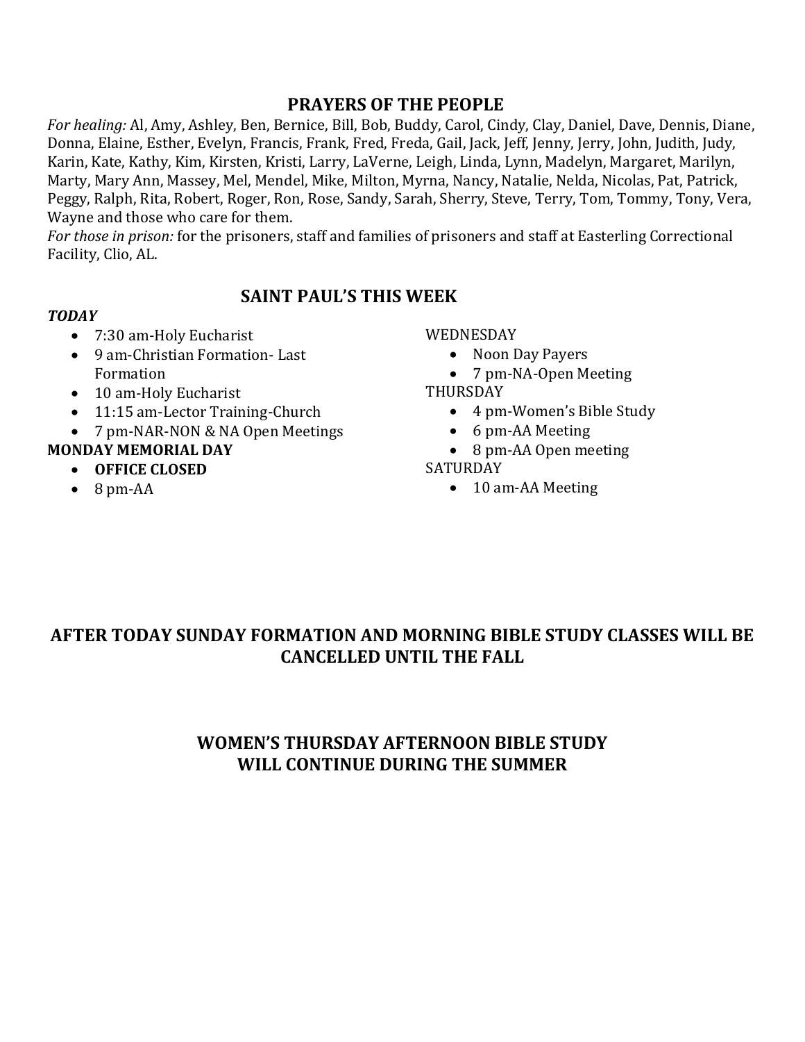## PRAYERS OF THE PEOPLE

*For healing:* Al, Amy, Ashley, Ben, Bernice, Bill, Bob, Buddy, Carol, Cindy, Clay, Daniel, Dave, Dennis, Diane, Donna, Elaine, Esther, Evelyn, Francis, Frank, Fred, Freda, Gail, Jack, Jeff, Jenny, Jerry, John, Judith, Judy, Karin, Kate, Kathy, Kim, Kirsten, Kristi, Larry, LaVerne, Leigh, Linda, Lynn, Madelyn, Margaret, Marilyn, Marty, Mary Ann, Massey, Mel, Mendel, Mike, Milton, Myrna, Nancy, Natalie, Nelda, Nicolas, Pat, Patrick, Peggy, Ralph, Rita, Robert, Roger, Ron, Rose, Sandy, Sarah, Sherry, Steve, Terry, Tom, Tommy, Tony, Vera, Wayne and those who care for them.

*For those in prison:* for the prisoners, staff and families of prisoners and staff at Easterling Correctional Facility, Clio, AL.

## SAINT PAUL'S THIS WEEK

***TODAY***

- 7:30 am-Holy Eucharist
- 9 am-Christian Formation- Last Formation
- 10 am-Holy Eucharist
- 11:15 am-Lector Training-Church
- 7 pm-NAR-NON & NA Open Meetings

**MONDAY MEMORIAL DAY**

- **OFFICE CLOSED**
- 8 pm-AA

WEDNESDAY

- Noon Day Payers
- 7 pm-NA-Open Meeting

THURSDAY

- 4 pm-Women's Bible Study
- 6 pm-AA Meeting
- 8 pm-AA Open meeting

SATURDAY

- 10 am-AA Meeting

**AFTER TODAY SUNDAY FORMATION AND MORNING BIBLE STUDY CLASSES WILL BE CANCELLED UNTIL THE FALL**

**WOMEN'S THURSDAY AFTERNOON BIBLE STUDY WILL CONTINUE DURING THE SUMMER**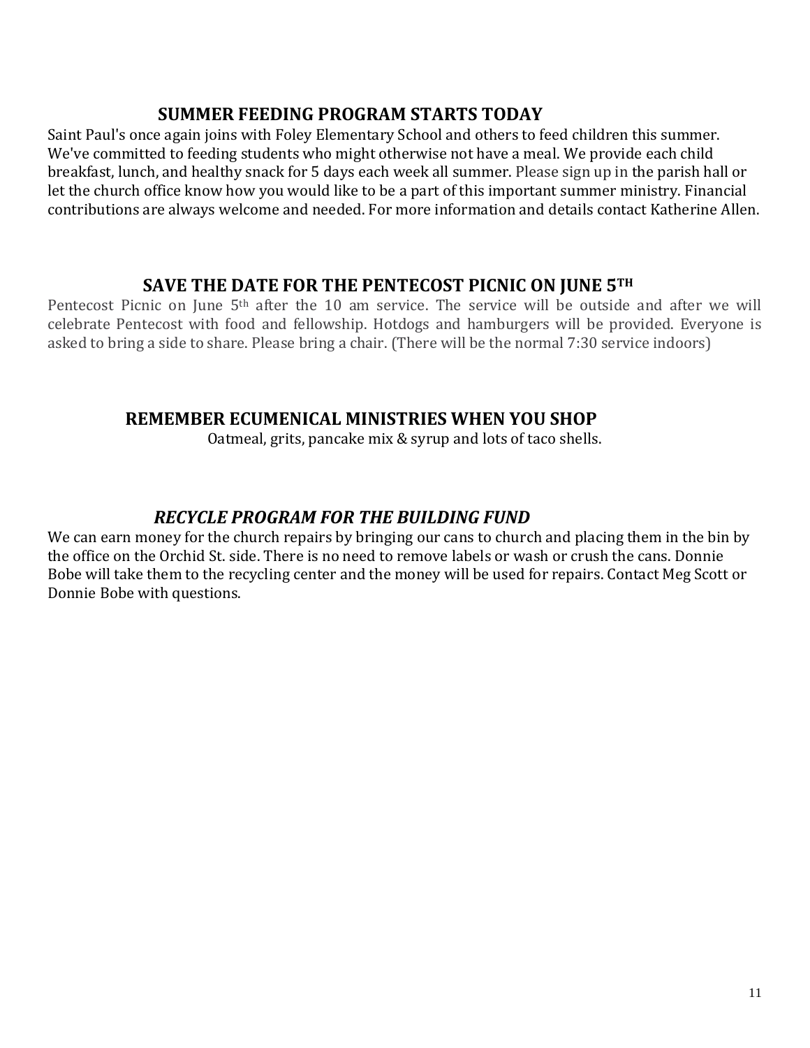## SUMMER FEEDING PROGRAM STARTS TODAY

Saint Paul's once again joins with Foley Elementary School and others to feed children this summer. We've committed to feeding students who might otherwise not have a meal. We provide each child breakfast, lunch, and healthy snack for 5 days each week all summer. Please sign up in the parish hall or let the church office know how you would like to be a part of this important summer ministry. Financial contributions are always welcome and needed. For more information and details contact Katherine Allen.

## SAVE THE DATE FOR THE PENTECOST PICNIC ON JUNE 5TH

Pentecost Picnic on June 5th after the 10 am service. The service will be outside and after we will celebrate Pentecost with food and fellowship. Hotdogs and hamburgers will be provided. Everyone is asked to bring a side to share. Please bring a chair. (There will be the normal 7:30 service indoors)

## REMEMBER ECUMENICAL MINISTRIES WHEN YOU SHOP

Oatmeal, grits, pancake mix & syrup and lots of taco shells.

## *RECYCLE PROGRAM FOR THE BUILDING FUND*

We can earn money for the church repairs by bringing our cans to church and placing them in the bin by the office on the Orchid St. side. There is no need to remove labels or wash or crush the cans. Donnie Bobe will take them to the recycling center and the money will be used for repairs. Contact Meg Scott or Donnie Bobe with questions.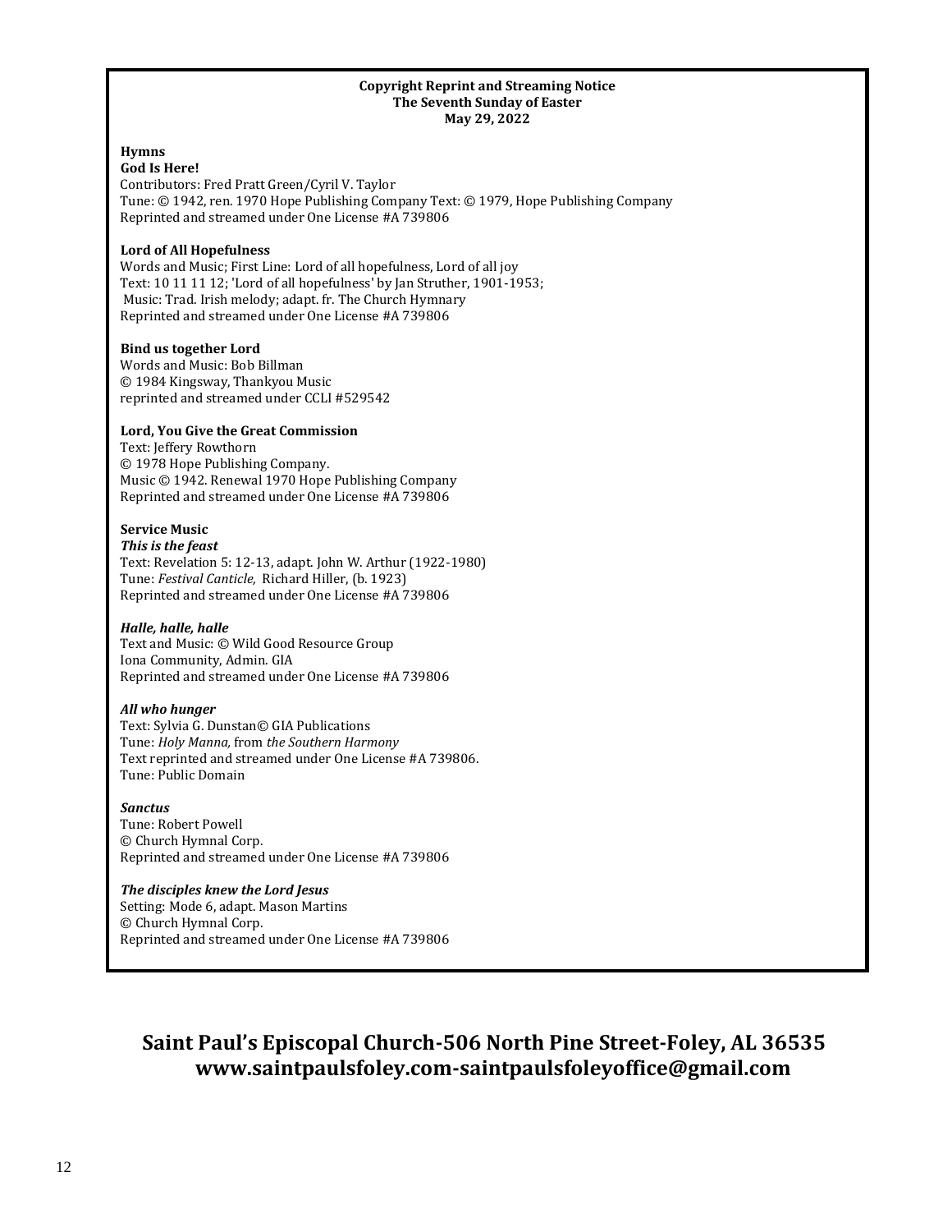**Copyright Reprint and Streaming Notice**
**The Seventh Sunday of Easter**
**May 29, 2022**

**Hymns**

**God Is Here!**
Contributors: Fred Pratt Green/Cyril V. Taylor
Tune: © 1942, ren. 1970 Hope Publishing Company Text: © 1979, Hope Publishing Company
Reprinted and streamed under One License #A 739806

**Lord of All Hopefulness**
Words and Music; First Line: Lord of all hopefulness, Lord of all joy
Text: 10 11 11 12; 'Lord of all hopefulness' by Jan Struther, 1901-1953;
Music: Trad. Irish melody; adapt. fr. The Church Hymnary
Reprinted and streamed under One License #A 739806

**Bind us together Lord**
Words and Music: Bob Billman
© 1984 Kingsway, Thankyou Music
reprinted and streamed under CCLI #529542

**Lord, You Give the Great Commission**
Text: Jeffery Rowthorn
© 1978 Hope Publishing Company.
Music © 1942. Renewal 1970 Hope Publishing Company
Reprinted and streamed under One License #A 739806

**Service Music**

***This is the feast***
Text: Revelation 5: 12-13, adapt. John W. Arthur (1922-1980)
Tune: *Festival Canticle,* Richard Hiller, (b. 1923)
Reprinted and streamed under One License #A 739806

***Halle, halle, halle***
Text and Music: © Wild Good Resource Group
Iona Community, Admin. GIA
Reprinted and streamed under One License #A 739806

***All who hunger***
Text: Sylvia G. Dunstan© GIA Publications
Tune: *Holy Manna,* from *the Southern Harmony*
Text reprinted and streamed under One License #A 739806.
Tune: Public Domain

***Sanctus***
Tune: Robert Powell
© Church Hymnal Corp.
Reprinted and streamed under One License #A 739806

***The disciples knew the Lord Jesus***
Setting: Mode 6, adapt. Mason Martins
© Church Hymnal Corp.
Reprinted and streamed under One License #A 739806

**Saint Paul's Episcopal Church-506 North Pine Street-Foley, AL 36535**
**www.saintpaulsfoley.com-saintpaulsfoleyoffice@gmail.com**